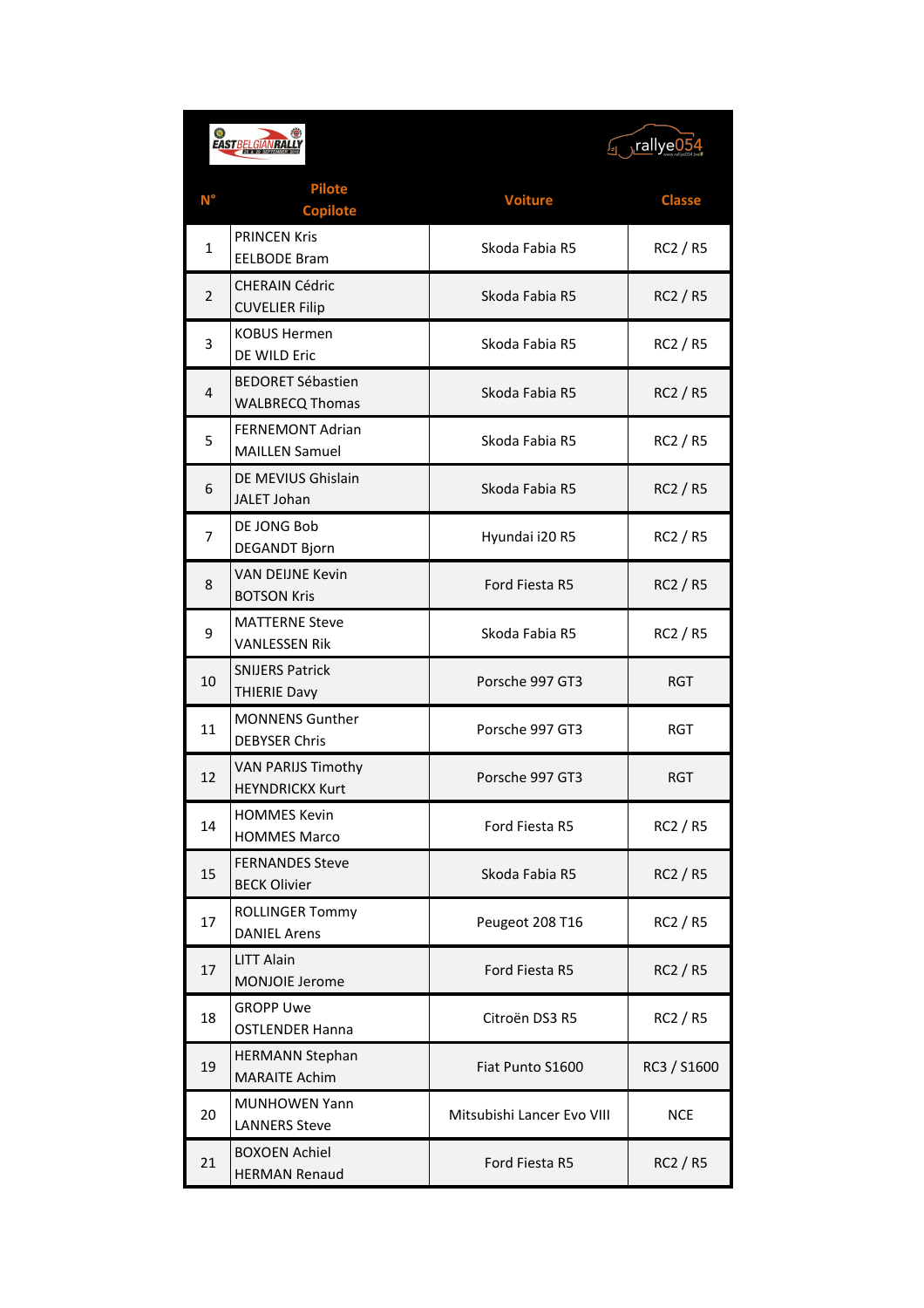| N° | Pilote<br>Copilote | Voiture | Classe |
|---|---|---|---|
| 1 | PRINCEN Kris<br>EELBODE Bram | Skoda Fabia R5 | RC2 / R5 |
| 2 | CHERAIN Cédric<br>CUVELIER Filip | Skoda Fabia R5 | RC2 / R5 |
| 3 | KOBUS Hermen<br>DE WILD Eric | Skoda Fabia R5 | RC2 / R5 |
| 4 | BEDORET Sébastien<br>WALBRECQ Thomas | Skoda Fabia R5 | RC2 / R5 |
| 5 | FERNEMONT Adrian<br>MAILLEN Samuel | Skoda Fabia R5 | RC2 / R5 |
| 6 | DE MEVIUS Ghislain<br>JALET Johan | Skoda Fabia R5 | RC2 / R5 |
| 7 | DE JONG Bob<br>DEGANDT Bjorn | Hyundai i20 R5 | RC2 / R5 |
| 8 | VAN DEIJNE Kevin<br>BOTSON Kris | Ford Fiesta R5 | RC2 / R5 |
| 9 | MATTERNE Steve<br>VANLESSEN Rik | Skoda Fabia R5 | RC2 / R5 |
| 10 | SNIJERS Patrick<br>THIERIE Davy | Porsche 997 GT3 | RGT |
| 11 | MONNENS Gunther<br>DEBYSER Chris | Porsche 997 GT3 | RGT |
| 12 | VAN PARIJS Timothy<br>HEYNDRICKX Kurt | Porsche 997 GT3 | RGT |
| 14 | HOMMES Kevin<br>HOMMES Marco | Ford Fiesta R5 | RC2 / R5 |
| 15 | FERNANDES Steve<br>BECK Olivier | Skoda Fabia R5 | RC2 / R5 |
| 17 | ROLLINGER Tommy<br>DANIEL Arens | Peugeot 208 T16 | RC2 / R5 |
| 17 | LITT Alain<br>MONJOIE Jerome | Ford Fiesta R5 | RC2 / R5 |
| 18 | GROPP Uwe<br>OSTLENDER Hanna | Citroën DS3 R5 | RC2 / R5 |
| 19 | HERMANN Stephan<br>MARAITE Achim | Fiat Punto S1600 | RC3 / S1600 |
| 20 | MUNHOWEN Yann<br>LANNERS Steve | Mitsubishi Lancer Evo VIII | NCE |
| 21 | BOXOEN Achiel<br>HERMAN Renaud | Ford Fiesta R5 | RC2 / R5 |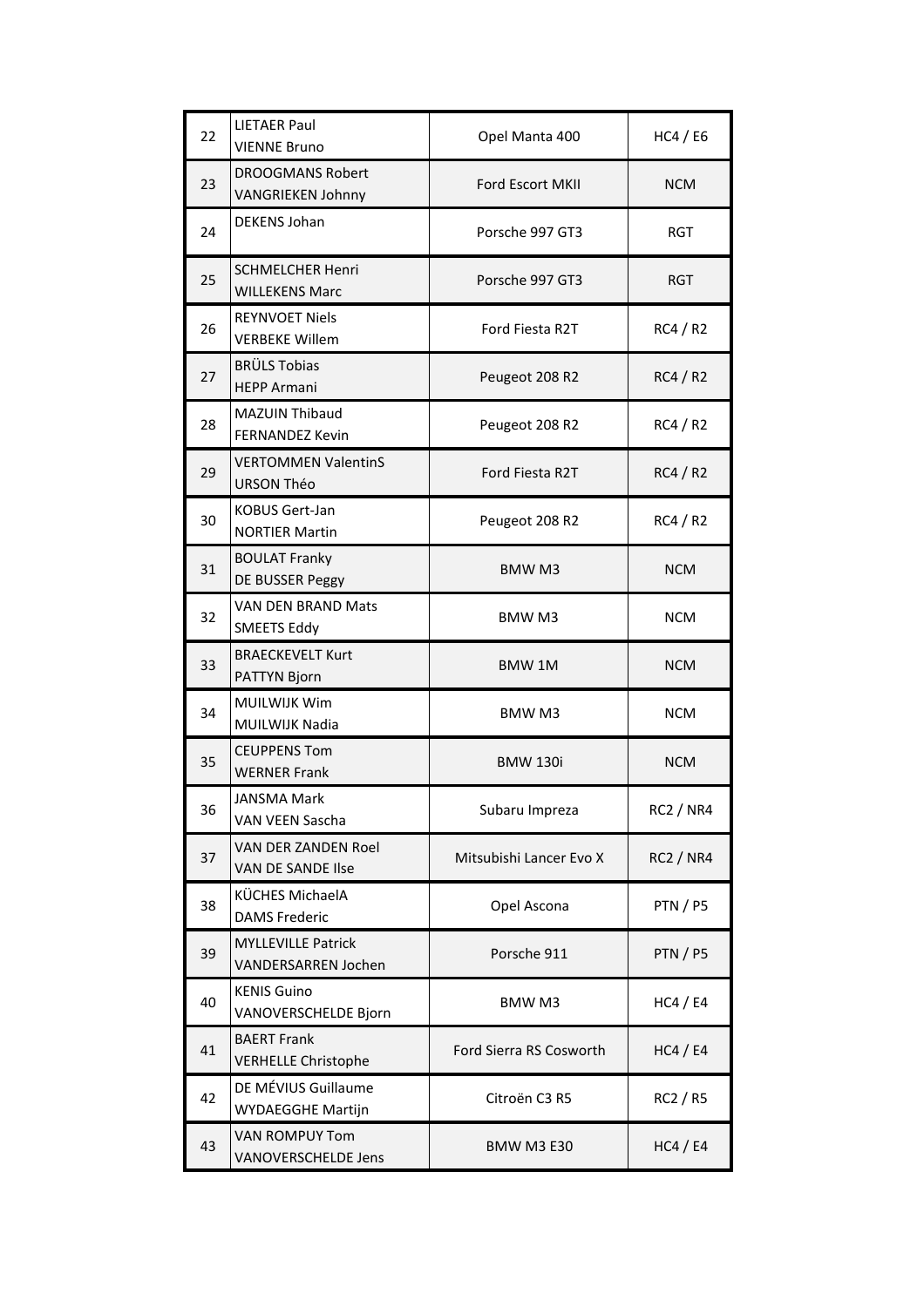| | | | |
|---|---|---|---|
| 22 | LIETAER Paul<br>VIENNE Bruno | Opel Manta 400 | HC4 / E6 |
| 23 | DROOGMANS Robert<br>VANGRIEKEN Johnny | Ford Escort MKII | NCM |
| 24 | DEKENS Johan | Porsche 997 GT3 | RGT |
| 25 | SCHMELCHER Henri<br>WILLEKENS Marc | Porsche 997 GT3 | RGT |
| 26 | REYNVOET Niels<br>VERBEKE Willem | Ford Fiesta R2T | RC4 / R2 |
| 27 | BRÜLS Tobias<br>HEPP Armani | Peugeot 208 R2 | RC4 / R2 |
| 28 | MAZUIN Thibaud<br>FERNANDEZ Kevin | Peugeot 208 R2 | RC4 / R2 |
| 29 | VERTOMMEN ValentinS<br>URSON Théo | Ford Fiesta R2T | RC4 / R2 |
| 30 | KOBUS Gert-Jan<br>NORTIER Martin | Peugeot 208 R2 | RC4 / R2 |
| 31 | BOULAT Franky<br>DE BUSSER Peggy | BMW M3 | NCM |
| 32 | VAN DEN BRAND Mats<br>SMEETS Eddy | BMW M3 | NCM |
| 33 | BRAECKEVELT Kurt<br>PATTYN Bjorn | BMW 1M | NCM |
| 34 | MUILWIJK Wim<br>MUILWIJK Nadia | BMW M3 | NCM |
| 35 | CEUPPENS Tom<br>WERNER Frank | BMW 130i | NCM |
| 36 | JANSMA Mark<br>VAN VEEN Sascha | Subaru Impreza | RC2 / NR4 |
| 37 | VAN DER ZANDEN Roel<br>VAN DE SANDE Ilse | Mitsubishi Lancer Evo X | RC2 / NR4 |
| 38 | KÜCHES MichaelA<br>DAMS Frederic | Opel Ascona | PTN / P5 |
| 39 | MYLLEVILLE Patrick<br>VANDERSARREN Jochen | Porsche 911 | PTN / P5 |
| 40 | KENIS Guino<br>VANOVERSCHELDE Bjorn | BMW M3 | HC4 / E4 |
| 41 | BAERT Frank<br>VERHELLE Christophe | Ford Sierra RS Cosworth | HC4 / E4 |
| 42 | DE MÉVIUS Guillaume<br>WYDAEGGHE Martijn | Citroën C3 R5 | RC2 / R5 |
| 43 | VAN ROMPUY Tom<br>VANOVERSCHELDE Jens | BMW M3 E30 | HC4 / E4 |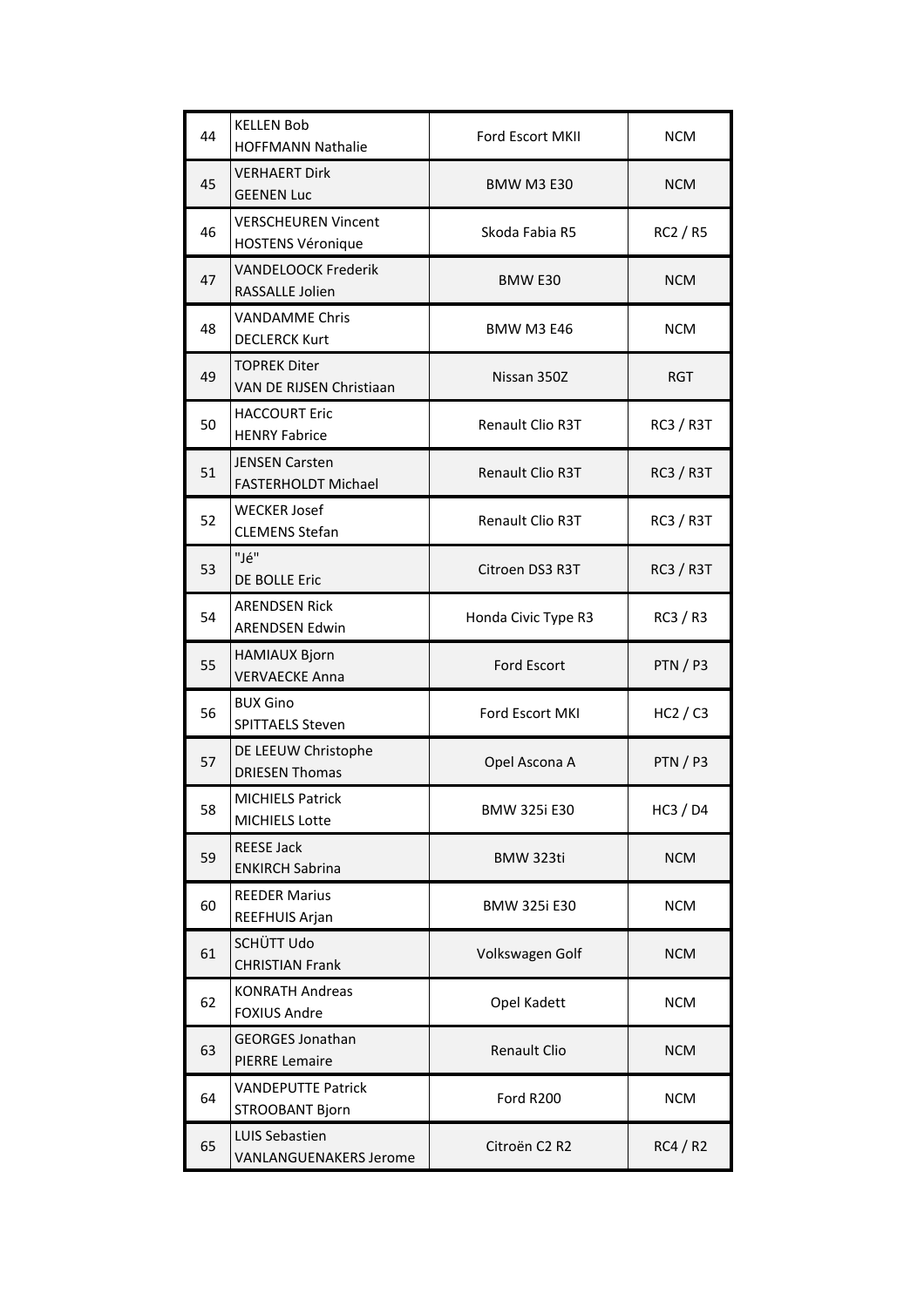| | | | |
|---|---|---|---|
| 44 | KELLEN Bob<br>HOFFMANN Nathalie | Ford Escort MKII | NCM |
| 45 | VERHAERT Dirk<br>GEENEN Luc | BMW M3 E30 | NCM |
| 46 | VERSCHEUREN Vincent<br>HOSTENS Véronique | Skoda Fabia R5 | RC2 / R5 |
| 47 | VANDELOOCK Frederik<br>RASSALLE Jolien | BMW E30 | NCM |
| 48 | VANDAMME Chris<br>DECLERCK Kurt | BMW M3 E46 | NCM |
| 49 | TOPREK Diter<br>VAN DE RIJSEN Christiaan | Nissan 350Z | RGT |
| 50 | HACCOURT Eric<br>HENRY Fabrice | Renault Clio R3T | RC3 / R3T |
| 51 | JENSEN Carsten<br>FASTERHOLDT Michael | Renault Clio R3T | RC3 / R3T |
| 52 | WECKER Josef<br>CLEMENS Stefan | Renault Clio R3T | RC3 / R3T |
| 53 | "Jé"<br>DE BOLLE Eric | Citroen DS3 R3T | RC3 / R3T |
| 54 | ARENDSEN Rick<br>ARENDSEN Edwin | Honda Civic Type R3 | RC3 / R3 |
| 55 | HAMIAUX Bjorn<br>VERVAECKE Anna | Ford Escort | PTN / P3 |
| 56 | BUX Gino<br>SPITTAELS Steven | Ford Escort MKI | HC2 / C3 |
| 57 | DE LEEUW Christophe<br>DRIESEN Thomas | Opel Ascona A | PTN / P3 |
| 58 | MICHIELS Patrick<br>MICHIELS Lotte | BMW 325i E30 | HC3 / D4 |
| 59 | REESE Jack<br>ENKIRCH Sabrina | BMW 323ti | NCM |
| 60 | REEDER Marius<br>REEFHUIS Arjan | BMW 325i E30 | NCM |
| 61 | SCHÜTT Udo<br>CHRISTIAN Frank | Volkswagen Golf | NCM |
| 62 | KONRATH Andreas<br>FOXIUS Andre | Opel Kadett | NCM |
| 63 | GEORGES Jonathan<br>PIERRE Lemaire | Renault Clio | NCM |
| 64 | VANDEPUTTE Patrick<br>STROOBANT Bjorn | Ford R200 | NCM |
| 65 | LUIS Sebastien<br>VANLANGUENAKERS Jerome | Citroën C2 R2 | RC4 / R2 |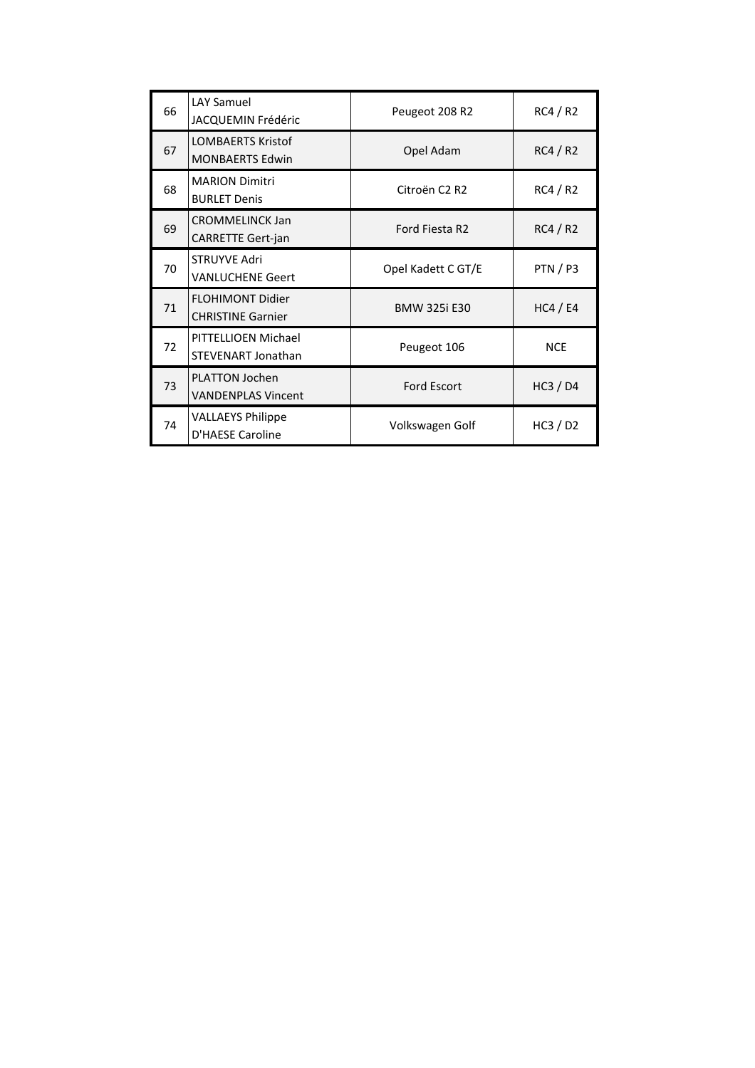| | | | |
|---|---|---|---|
| 66 | LAY Samuel<br>JACQUEMIN Frédéric | Peugeot 208 R2 | RC4 / R2 |
| 67 | LOMBAERTS Kristof<br>MONBAERTS Edwin | Opel Adam | RC4 / R2 |
| 68 | MARION Dimitri<br>BURLET Denis | Citroën C2 R2 | RC4 / R2 |
| 69 | CROMMELINCK Jan<br>CARRETTE Gert-jan | Ford Fiesta R2 | RC4 / R2 |
| 70 | STRUYVE Adri<br>VANLUCHENE Geert | Opel Kadett C GT/E | PTN / P3 |
| 71 | FLOHIMONT Didier<br>CHRISTINE Garnier | BMW 325i E30 | HC4 / E4 |
| 72 | PITTELLIOEN Michael<br>STEVENART Jonathan | Peugeot 106 | NCE |
| 73 | PLATTON Jochen<br>VANDENPLAS Vincent | Ford Escort | HC3 / D4 |
| 74 | VALLAEYS Philippe<br>D'HAESE Caroline | Volkswagen Golf | HC3 / D2 |